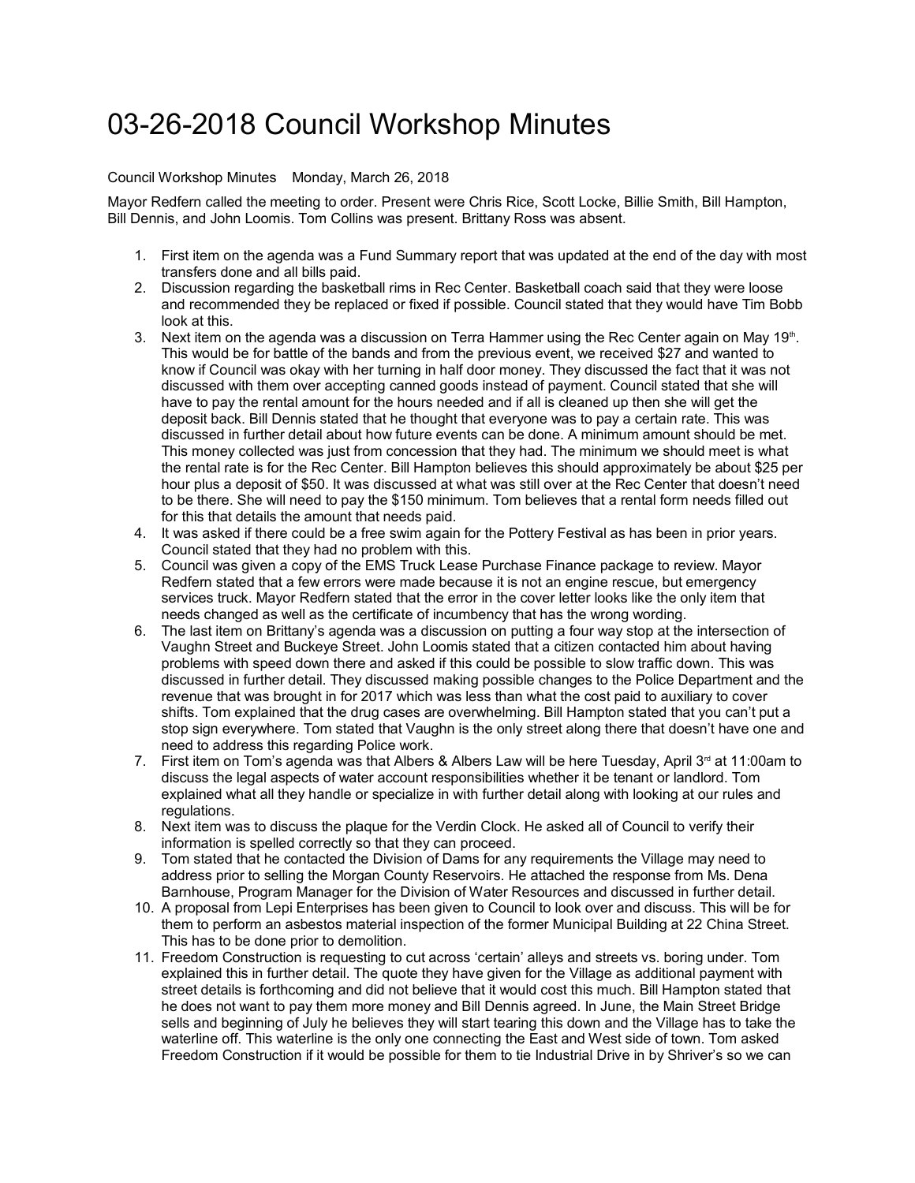# 03-26-2018 Council Workshop Minutes

Council Workshop Minutes  Monday, March 26, 2018

Mayor Redfern called the meeting to order. Present were Chris Rice, Scott Locke, Billie Smith, Bill Hampton, Bill Dennis, and John Loomis. Tom Collins was present. Brittany Ross was absent.

1. First item on the agenda was a Fund Summary report that was updated at the end of the day with most transfers done and all bills paid.
2. Discussion regarding the basketball rims in Rec Center. Basketball coach said that they were loose and recommended they be replaced or fixed if possible. Council stated that they would have Tim Bobb look at this.
3. Next item on the agenda was a discussion on Terra Hammer using the Rec Center again on May 19th. This would be for battle of the bands and from the previous event, we received $27 and wanted to know if Council was okay with her turning in half door money. They discussed the fact that it was not discussed with them over accepting canned goods instead of payment. Council stated that she will have to pay the rental amount for the hours needed and if all is cleaned up then she will get the deposit back. Bill Dennis stated that he thought that everyone was to pay a certain rate. This was discussed in further detail about how future events can be done. A minimum amount should be met. This money collected was just from concession that they had. The minimum we should meet is what the rental rate is for the Rec Center. Bill Hampton believes this should approximately be about $25 per hour plus a deposit of $50. It was discussed at what was still over at the Rec Center that doesn't need to be there. She will need to pay the $150 minimum. Tom believes that a rental form needs filled out for this that details the amount that needs paid.
4. It was asked if there could be a free swim again for the Pottery Festival as has been in prior years. Council stated that they had no problem with this.
5. Council was given a copy of the EMS Truck Lease Purchase Finance package to review. Mayor Redfern stated that a few errors were made because it is not an engine rescue, but emergency services truck. Mayor Redfern stated that the error in the cover letter looks like the only item that needs changed as well as the certificate of incumbency that has the wrong wording.
6. The last item on Brittany's agenda was a discussion on putting a four way stop at the intersection of Vaughn Street and Buckeye Street. John Loomis stated that a citizen contacted him about having problems with speed down there and asked if this could be possible to slow traffic down. This was discussed in further detail. They discussed making possible changes to the Police Department and the revenue that was brought in for 2017 which was less than what the cost paid to auxiliary to cover shifts. Tom explained that the drug cases are overwhelming. Bill Hampton stated that you can't put a stop sign everywhere. Tom stated that Vaughn is the only street along there that doesn't have one and need to address this regarding Police work.
7. First item on Tom's agenda was that Albers & Albers Law will be here Tuesday, April 3rd at 11:00am to discuss the legal aspects of water account responsibilities whether it be tenant or landlord. Tom explained what all they handle or specialize in with further detail along with looking at our rules and regulations.
8. Next item was to discuss the plaque for the Verdin Clock. He asked all of Council to verify their information is spelled correctly so that they can proceed.
9. Tom stated that he contacted the Division of Dams for any requirements the Village may need to address prior to selling the Morgan County Reservoirs. He attached the response from Ms. Dena Barnhouse, Program Manager for the Division of Water Resources and discussed in further detail.
10. A proposal from Lepi Enterprises has been given to Council to look over and discuss. This will be for them to perform an asbestos material inspection of the former Municipal Building at 22 China Street. This has to be done prior to demolition.
11. Freedom Construction is requesting to cut across 'certain' alleys and streets vs. boring under. Tom explained this in further detail. The quote they have given for the Village as additional payment with street details is forthcoming and did not believe that it would cost this much. Bill Hampton stated that he does not want to pay them more money and Bill Dennis agreed. In June, the Main Street Bridge sells and beginning of July he believes they will start tearing this down and the Village has to take the waterline off. This waterline is the only one connecting the East and West side of town. Tom asked Freedom Construction if it would be possible for them to tie Industrial Drive in by Shriver's so we can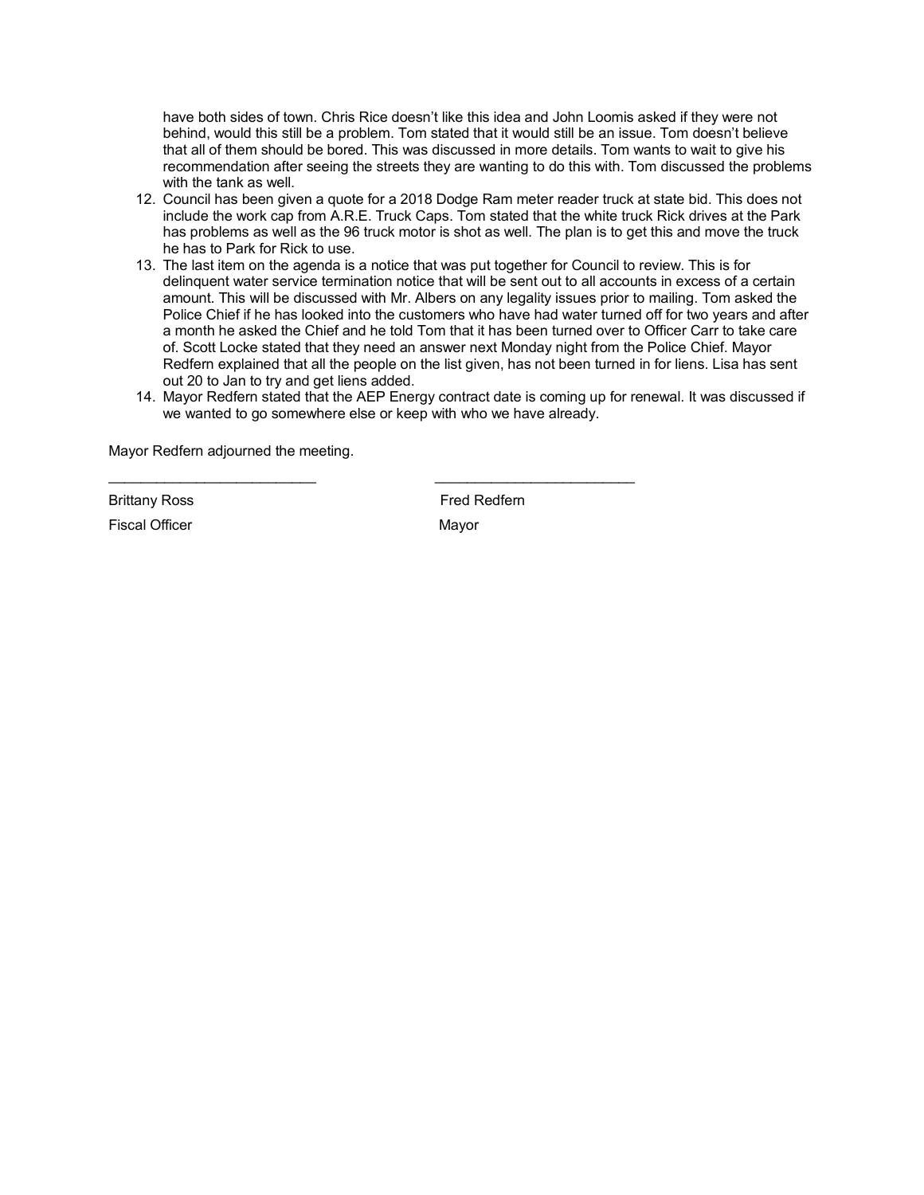have both sides of town. Chris Rice doesn't like this idea and John Loomis asked if they were not behind, would this still be a problem. Tom stated that it would still be an issue. Tom doesn't believe that all of them should be bored. This was discussed in more details. Tom wants to wait to give his recommendation after seeing the streets they are wanting to do this with. Tom discussed the problems with the tank as well.

12. Council has been given a quote for a 2018 Dodge Ram meter reader truck at state bid. This does not include the work cap from A.R.E. Truck Caps. Tom stated that the white truck Rick drives at the Park has problems as well as the 96 truck motor is shot as well. The plan is to get this and move the truck he has to Park for Rick to use.
13. The last item on the agenda is a notice that was put together for Council to review. This is for delinquent water service termination notice that will be sent out to all accounts in excess of a certain amount. This will be discussed with Mr. Albers on any legality issues prior to mailing. Tom asked the Police Chief if he has looked into the customers who have had water turned off for two years and after a month he asked the Chief and he told Tom that it has been turned over to Officer Carr to take care of. Scott Locke stated that they need an answer next Monday night from the Police Chief. Mayor Redfern explained that all the people on the list given, has not been turned in for liens. Lisa has sent out 20 to Jan to try and get liens added.
14. Mayor Redfern stated that the AEP Energy contract date is coming up for renewal. It was discussed if we wanted to go somewhere else or keep with who we have already.

Mayor Redfern adjourned the meeting.

| | |
|---|---|
| _________________________ | _________________________ |
| Brittany Ross | Fred Redfern |
| Fiscal Officer | Mayor |